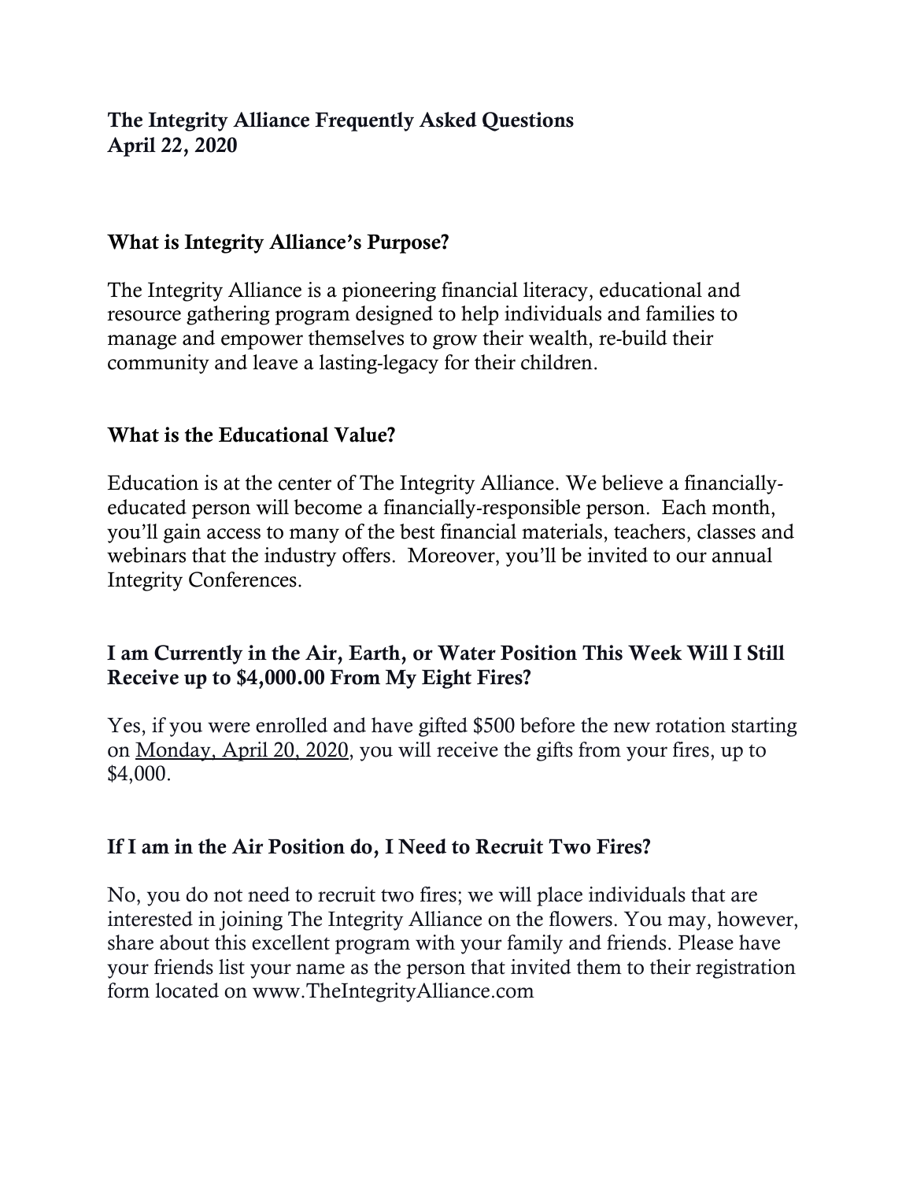**The Integrity Alliance Frequently Asked Questions**
**April 22, 2020**

## What is Integrity Alliance's Purpose?

The Integrity Alliance is a pioneering financial literacy, educational and resource gathering program designed to help individuals and families to manage and empower themselves to grow their wealth, re-build their community and leave a lasting-legacy for their children.

## What is the Educational Value?

Education is at the center of The Integrity Alliance. We believe a financially-educated person will become a financially-responsible person. Each month, you'll gain access to many of the best financial materials, teachers, classes and webinars that the industry offers. Moreover, you'll be invited to our annual Integrity Conferences.

## I am Currently in the Air, Earth, or Water Position This Week Will I Still Receive up to $4,000.00 From My Eight Fires?

Yes, if you were enrolled and have gifted $500 before the new rotation starting on <u>Monday, April 20, 2020</u>, you will receive the gifts from your fires, up to $4,000.

## If I am in the Air Position do, I Need to Recruit Two Fires?

No, you do not need to recruit two fires; we will place individuals that are interested in joining The Integrity Alliance on the flowers. You may, however, share about this excellent program with your family and friends. Please have your friends list your name as the person that invited them to their registration form located on www.TheIntegrityAlliance.com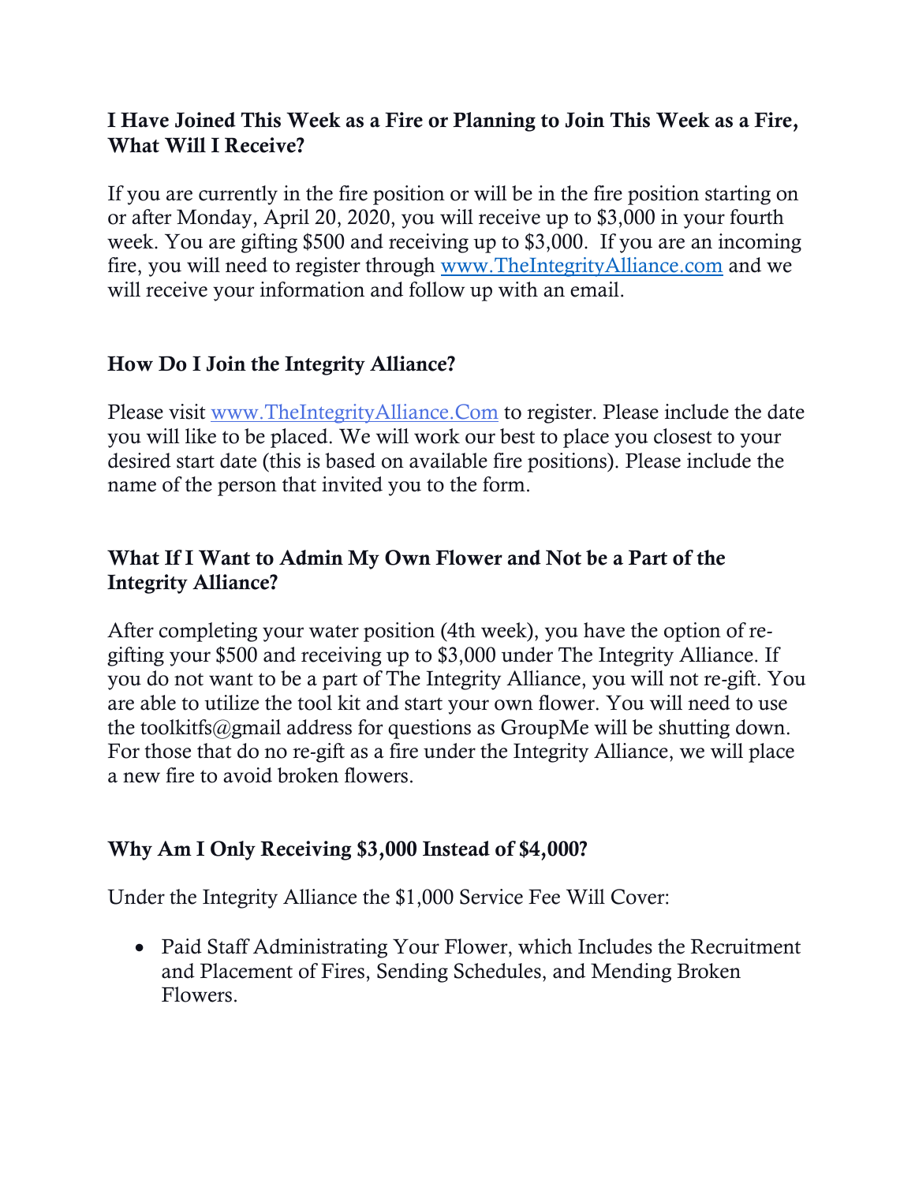### I Have Joined This Week as a Fire or Planning to Join This Week as a Fire, What Will I Receive?

If you are currently in the fire position or will be in the fire position starting on or after Monday, April 20, 2020, you will receive up to $3,000 in your fourth week. You are gifting $500 and receiving up to $3,000. If you are an incoming fire, you will need to register through [www.TheIntegrityAlliance.com](http://www.TheIntegrityAlliance.com) and we will receive your information and follow up with an email.

### How Do I Join the Integrity Alliance?

Please visit [www.TheIntegrityAlliance.Com](http://www.TheIntegrityAlliance.Com) to register. Please include the date you will like to be placed. We will work our best to place you closest to your desired start date (this is based on available fire positions). Please include the name of the person that invited you to the form.

### What If I Want to Admin My Own Flower and Not be a Part of the Integrity Alliance?

After completing your water position (4th week), you have the option of re-gifting your $500 and receiving up to $3,000 under The Integrity Alliance. If you do not want to be a part of The Integrity Alliance, you will not re-gift. You are able to utilize the tool kit and start your own flower. You will need to use the toolkitfs@gmail address for questions as GroupMe will be shutting down. For those that do no re-gift as a fire under the Integrity Alliance, we will place a new fire to avoid broken flowers.

### Why Am I Only Receiving $3,000 Instead of $4,000?

Under the Integrity Alliance the $1,000 Service Fee Will Cover:

- Paid Staff Administrating Your Flower, which Includes the Recruitment and Placement of Fires, Sending Schedules, and Mending Broken Flowers.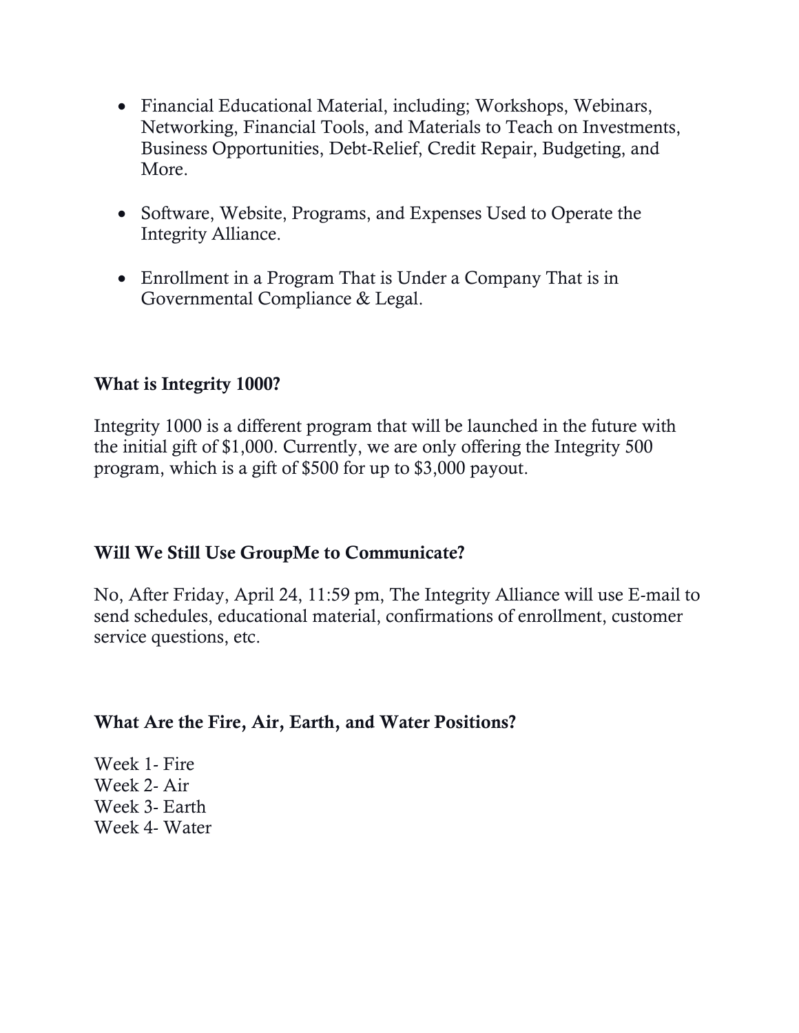- Financial Educational Material, including; Workshops, Webinars, Networking, Financial Tools, and Materials to Teach on Investments, Business Opportunities, Debt-Relief, Credit Repair, Budgeting, and More.

- Software, Website, Programs, and Expenses Used to Operate the Integrity Alliance.

- Enrollment in a Program That is Under a Company That is in Governmental Compliance & Legal.

**What is Integrity 1000?**

Integrity 1000 is a different program that will be launched in the future with the initial gift of $1,000. Currently, we are only offering the Integrity 500 program, which is a gift of $500 for up to $3,000 payout.

**Will We Still Use GroupMe to Communicate?**

No, After Friday, April 24, 11:59 pm, The Integrity Alliance will use E-mail to send schedules, educational material, confirmations of enrollment, customer service questions, etc.

**What Are the Fire, Air, Earth, and Water Positions?**

Week 1- Fire
Week 2- Air
Week 3- Earth
Week 4- Water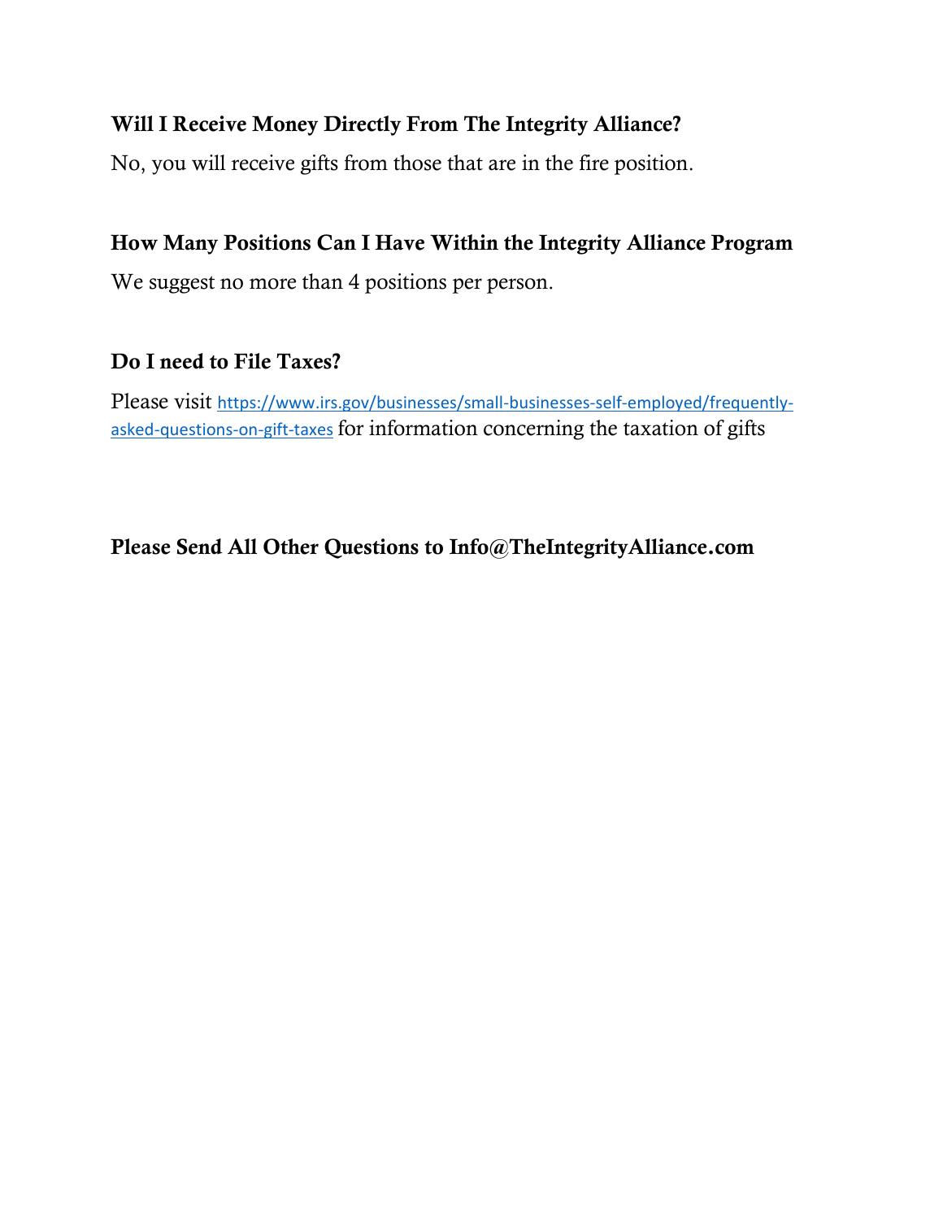### Will I Receive Money Directly From The Integrity Alliance?

No, you will receive gifts from those that are in the fire position.

### How Many Positions Can I Have Within the Integrity Alliance Program

We suggest no more than 4 positions per person.

### Do I need to File Taxes?

Please visit https://www.irs.gov/businesses/small-businesses-self-employed/frequently-asked-questions-on-gift-taxes for information concerning the taxation of gifts

**Please Send All Other Questions to Info@TheIntegrityAlliance.com**